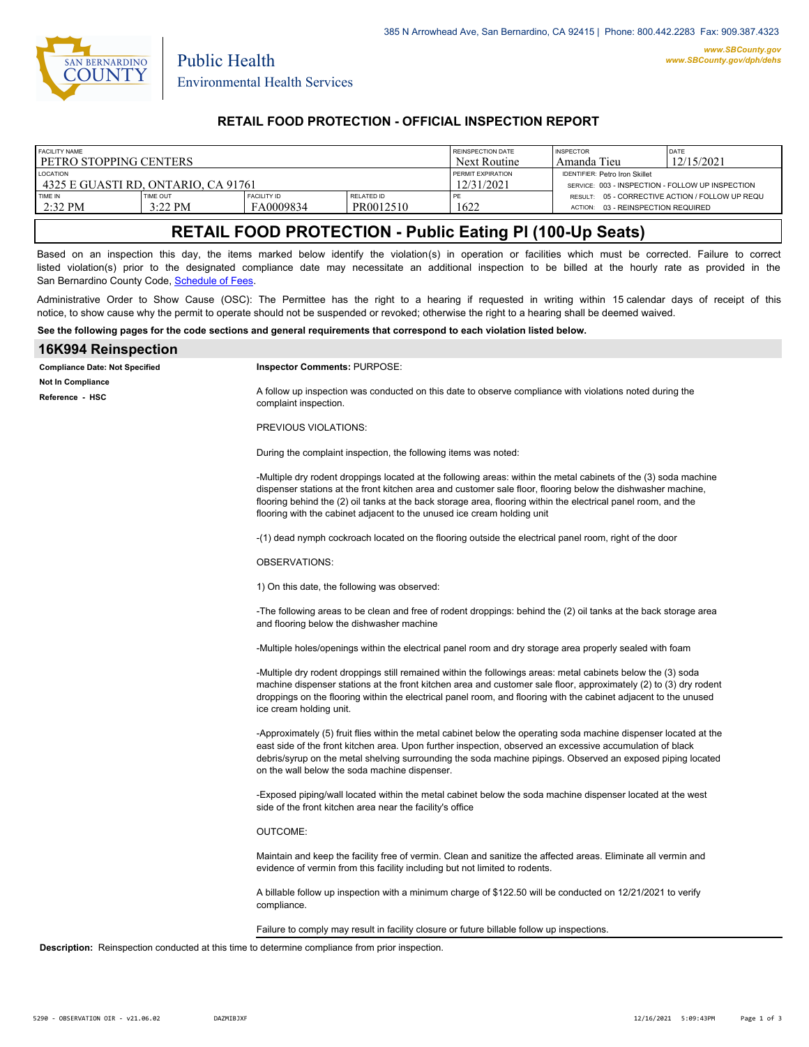385 N Arrowhead Ave, San Bernardino, CA 92415 | Phone: 800.442.2283 Fax: 909.387.4323

www.SBCounty.gov
www.SBCounty.gov/dph/dehs

Public Health
Environmental Health Services

## RETAIL FOOD PROTECTION - OFFICIAL INSPECTION REPORT

| FACILITY NAME | | | | REINSPECTION DATE | INSPECTOR | DATE |
|---|---|---|---|---|---|---|
| PETRO STOPPING CENTERS | | | | Next Routine | Amanda Tieu | 12/15/2021 |
| LOCATION | | | | PERMIT EXPIRATION | IDENTIFIER: Petro Iron Skillet | |
| 4325 E GUASTI RD, ONTARIO, CA 91761 | | | | 12/31/2021 | SERVICE: 003 - INSPECTION - FOLLOW UP INSPECTION | |
| TIME IN | TIME OUT | FACILITY ID | RELATED ID | PE | RESULT: 05 - CORRECTIVE ACTION / FOLLOW UP REQU | |
| 2:32 PM | 3:22 PM | FA0009834 | PR0012510 | 1622 | ACTION: 03 - REINSPECTION REQUIRED | |

## RETAIL FOOD PROTECTION - Public Eating Pl (100-Up Seats)

Based on an inspection this day, the items marked below identify the violation(s) in operation or facilities which must be corrected. Failure to correct listed violation(s) prior to the designated compliance date may necessitate an additional inspection to be billed at the hourly rate as provided in the San Bernardino County Code, Schedule of Fees.

Administrative Order to Show Cause (OSC): The Permittee has the right to a hearing if requested in writing within 15 calendar days of receipt of this notice, to show cause why the permit to operate should not be suspended or revoked; otherwise the right to a hearing shall be deemed waived.

**See the following pages for the code sections and general requirements that correspond to each violation listed below.**

### 16K994 Reinspection

**Compliance Date: Not Specified**
**Not In Compliance**
**Reference - HSC**

**Inspector Comments:** PURPOSE:

A follow up inspection was conducted on this date to observe compliance with violations noted during the complaint inspection.

PREVIOUS VIOLATIONS:

During the complaint inspection, the following items was noted:

-Multiple dry rodent droppings located at the following areas: within the metal cabinets of the (3) soda machine dispenser stations at the front kitchen area and customer sale floor, flooring below the dishwasher machine, flooring behind the (2) oil tanks at the back storage area, flooring within the electrical panel room, and the flooring with the cabinet adjacent to the unused ice cream holding unit

-(1) dead nymph cockroach located on the flooring outside the electrical panel room, right of the door

OBSERVATIONS:

1) On this date, the following was observed:

-The following areas to be clean and free of rodent droppings: behind the (2) oil tanks at the back storage area and flooring below the dishwasher machine

-Multiple holes/openings within the electrical panel room and dry storage area properly sealed with foam

-Multiple dry rodent droppings still remained within the followings areas: metal cabinets below the (3) soda machine dispenser stations at the front kitchen area and customer sale floor, approximately (2) to (3) dry rodent droppings on the flooring within the electrical panel room, and flooring with the cabinet adjacent to the unused ice cream holding unit.

-Approximately (5) fruit flies within the metal cabinet below the operating soda machine dispenser located at the east side of the front kitchen area. Upon further inspection, observed an excessive accumulation of black debris/syrup on the metal shelving surrounding the soda machine pipings. Observed an exposed piping located on the wall below the soda machine dispenser.

-Exposed piping/wall located within the metal cabinet below the soda machine dispenser located at the west side of the front kitchen area near the facility's office

OUTCOME:

Maintain and keep the facility free of vermin. Clean and sanitize the affected areas. Eliminate all vermin and evidence of vermin from this facility including but not limited to rodents.

A billable follow up inspection with a minimum charge of $122.50 will be conducted on 12/21/2021 to verify compliance.

Failure to comply may result in facility closure or future billable follow up inspections.

**Description:** Reinspection conducted at this time to determine compliance from prior inspection.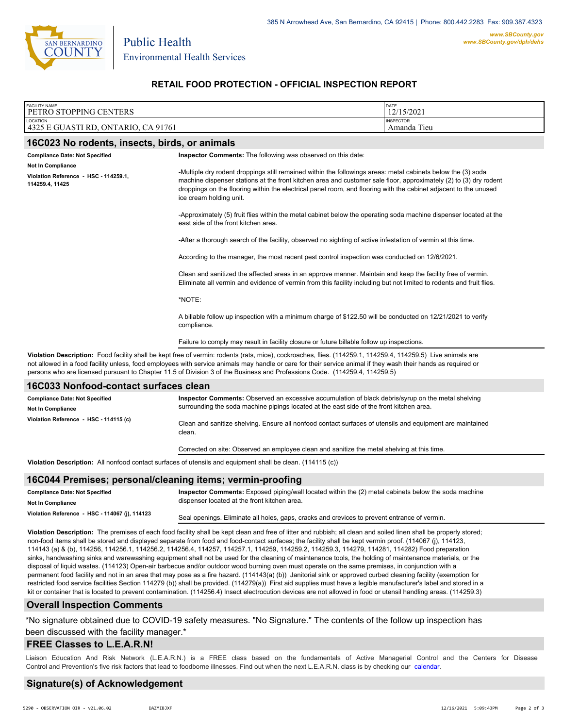385 N Arrowhead Ave, San Bernardino, CA 92415 | Phone: 800.442.2283 Fax: 909.387.4323

www.SBCounty.gov
www.SBCounty.gov/dph/dehs

Public Health
Environmental Health Services

## RETAIL FOOD PROTECTION - OFFICIAL INSPECTION REPORT

| FACILITY NAME | DATE |
|---|---|
| PETRO STOPPING CENTERS | 12/15/2021 |
| **LOCATION** | **INSPECTOR** |
| 4325 E GUASTI RD, ONTARIO, CA 91761 | Amanda Tieu |

### 16C023 No rodents, insects, birds, or animals

**Compliance Date: Not Specified**

**Not In Compliance**

**Violation Reference - HSC - 114259.1, 114259.4, 11425**

**Inspector Comments:** The following was observed on this date:

-Multiple dry rodent droppings still remained within the followings areas: metal cabinets below the (3) soda machine dispenser stations at the front kitchen area and customer sale floor, approximately (2) to (3) dry rodent droppings on the flooring within the electrical panel room, and flooring with the cabinet adjacent to the unused ice cream holding unit.

-Approximately (5) fruit flies within the metal cabinet below the operating soda machine dispenser located at the east side of the front kitchen area.

-After a thorough search of the facility, observed no sighting of active infestation of vermin at this time.

According to the manager, the most recent pest control inspection was conducted on 12/6/2021.

Clean and sanitized the affected areas in an approve manner. Maintain and keep the facility free of vermin. Eliminate all vermin and evidence of vermin from this facility including but not limited to rodents and fruit flies.

*NOTE:

A billable follow up inspection with a minimum charge of $122.50 will be conducted on 12/21/2021 to verify compliance.

Failure to comply may result in facility closure or future billable follow up inspections.

**Violation Description:** Food facility shall be kept free of vermin: rodents (rats, mice), cockroaches, flies. (114259.1, 114259.4, 114259.5) Live animals are not allowed in a food facility unless, food employees with service animals may handle or care for their service animal if they wash their hands as required or persons who are licensed pursuant to Chapter 11.5 of Division 3 of the Business and Professions Code. (114259.4, 114259.5)

### 16C033 Nonfood-contact surfaces clean

**Compliance Date: Not Specified**

**Not In Compliance**

**Violation Reference - HSC - 114115 (c)**

**Inspector Comments:** Observed an excessive accumulation of black debris/syrup on the metal shelving surrounding the soda machine pipings located at the east side of the front kitchen area.

Clean and sanitize shelving. Ensure all nonfood contact surfaces of utensils and equipment are maintained clean.

Corrected on site: Observed an employee clean and sanitize the metal shelving at this time.

**Violation Description:** All nonfood contact surfaces of utensils and equipment shall be clean. (114115 (c))

### 16C044 Premises; personal/cleaning items; vermin-proofing

**Compliance Date: Not Specified**

**Not In Compliance**

**Violation Reference - HSC - 114067 (j), 114123**

**Inspector Comments:** Exposed piping/wall located within the (2) metal cabinets below the soda machine dispenser located at the front kitchen area.

Seal openings. Eliminate all holes, gaps, cracks and crevices to prevent entrance of vermin.

**Violation Description:** The premises of each food facility shall be kept clean and free of litter and rubbish; all clean and soiled linen shall be properly stored; non-food items shall be stored and displayed separate from food and food-contact surfaces; the facility shall be kept vermin proof. (114067 (j), 114123, 114143 (a) & (b), 114256, 114256.1, 114256.2, 114256.4, 114257, 114257.1, 114259, 114259.2, 114259.3, 114279, 114281, 114282) Food preparation sinks, handwashing sinks and warewashing equipment shall not be used for the cleaning of maintenance tools, the holding of maintenance materials, or the disposal of liquid wastes. (114123) Open-air barbecue and/or outdoor wood burning oven must operate on the same premises, in conjunction with a permanent food facility and not in an area that may pose as a fire hazard. (114143(a) (b)) Janitorial sink or approved curbed cleaning facility (exemption for restricted food service facilities Section 114279 (b)) shall be provided. (114279(a)) First aid supplies must have a legible manufacturer's label and stored in a kit or container that is located to prevent contamination. (114256.4) Insect electrocution devices are not allowed in food or utensil handling areas. (114259.3)

### Overall Inspection Comments

*No signature obtained due to COVID-19 safety measures. "No Signature." The contents of the follow up inspection has been discussed with the facility manager.*

### FREE Classes to L.E.A.R.N!

Liaison Education And Risk Network (L.E.A.R.N.) is a FREE class based on the fundamentals of Active Managerial Control and the Centers for Disease Control and Prevention's five risk factors that lead to foodborne illnesses. Find out when the next L.E.A.R.N. class is by checking our calendar.

### Signature(s) of Acknowledgement

5290 - OBSERVATION OIR - v21.06.02 DAZMIBJXF 12/16/2021 5:09:43PM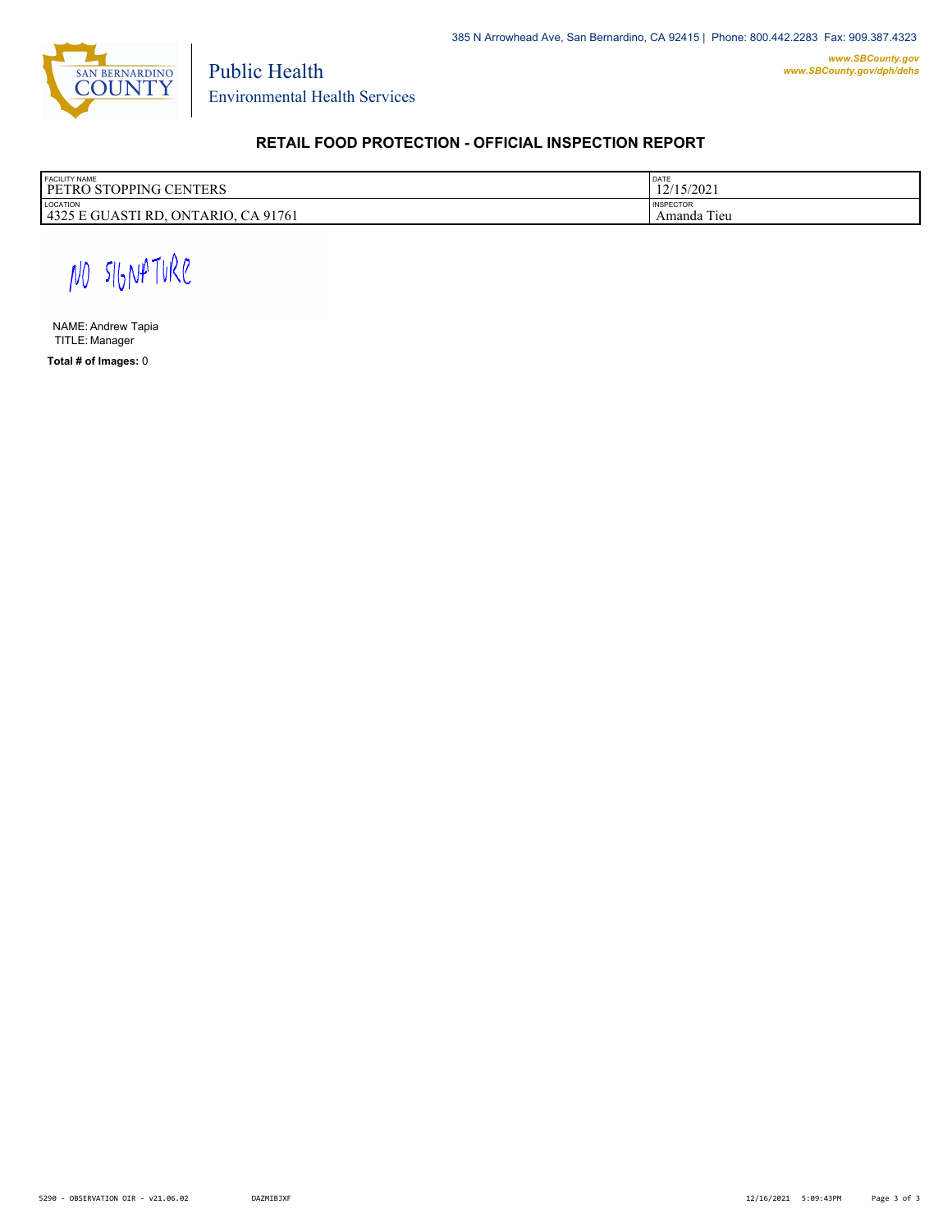385 N Arrowhead Ave, San Bernardino, CA 92415 | Phone: 800.442.2283 Fax: 909.387.4323

*www.SBCounty.gov*
*www.SBCounty.gov/dph/dehs*

SAN BERNARDINO COUNTY

Public Health
Environmental Health Services

## RETAIL FOOD PROTECTION - OFFICIAL INSPECTION REPORT

| FACILITY NAME | DATE |
|---|---|
| PETRO STOPPING CENTERS | 12/15/2021 |
| **LOCATION** | **INSPECTOR** |
| 4325 E GUASTI RD, ONTARIO, CA 91761 | Amanda Tieu |

NO SIGNATURE

NAME: Andrew Tapia
TITLE: Manager

**Total # of Images:** 0

5290 - OBSERVATION OIR - v21.06.02 DAZMIBJXF 12/16/2021 5:09:43PM